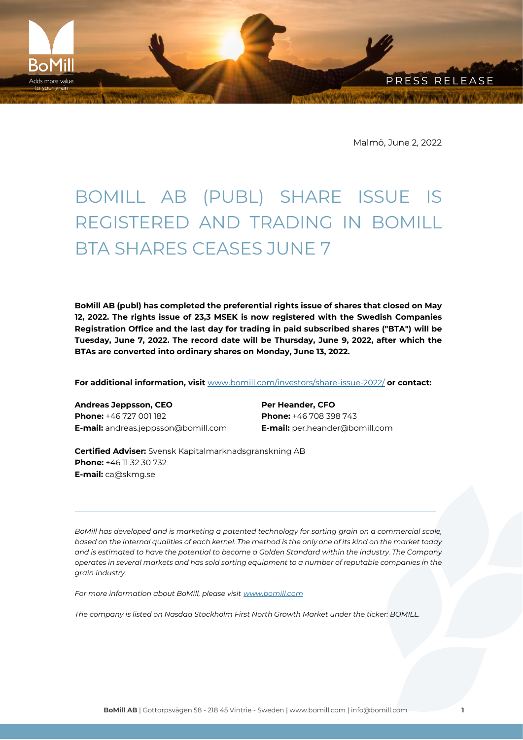PRESS RELEASE

Malmö, June 2, 2022

# BOMILL AB (PUBL) SHARE ISSUE IS REGISTERED AND TRADING IN BOMILL BTA SHARES CEASES JUNE 7

**BoMill AB (publ) has completed the preferential rights issue of shares that closed on May 12, 2022. The rights issue of 23,3 MSEK is now registered with the Swedish Companies Registration Office and the last day for trading in paid subscribed shares ("BTA") will be Tuesday, June 7, 2022. The record date will be Thursday, June 9, 2022, after which the BTAs are converted into ordinary shares on Monday, June 13, 2022.**

**For additional information, visit** [www.bomill.com/investors/share-issue-2022/](www.bomill.com/investors/share-issue-2022/) **or contact:**

**Andreas Jeppsson, CEO**
**Phone:** +46 727 001 182
**E-mail:** andreas.jeppsson@bomill.com

**Per Heander, CFO**
**Phone:** +46 708 398 743
**E-mail:** per.heander@bomill.com

**Certified Adviser:** Svensk Kapitalmarknadsgranskning AB
**Phone:** +46 11 32 30 732
**E-mail:** ca@skmg.se

---

*BoMill has developed and is marketing a patented technology for sorting grain on a commercial scale, based on the internal qualities of each kernel. The method is the only one of its kind on the market today and is estimated to have the potential to become a Golden Standard within the industry. The Company operates in several markets and has sold sorting equipment to a number of reputable companies in the grain industry.*

*For more information about BoMill, please visit [www.bomill.com](www.bomill.com)*

*The company is listed on Nasdaq Stockholm First North Growth Market under the ticker: BOMILL.*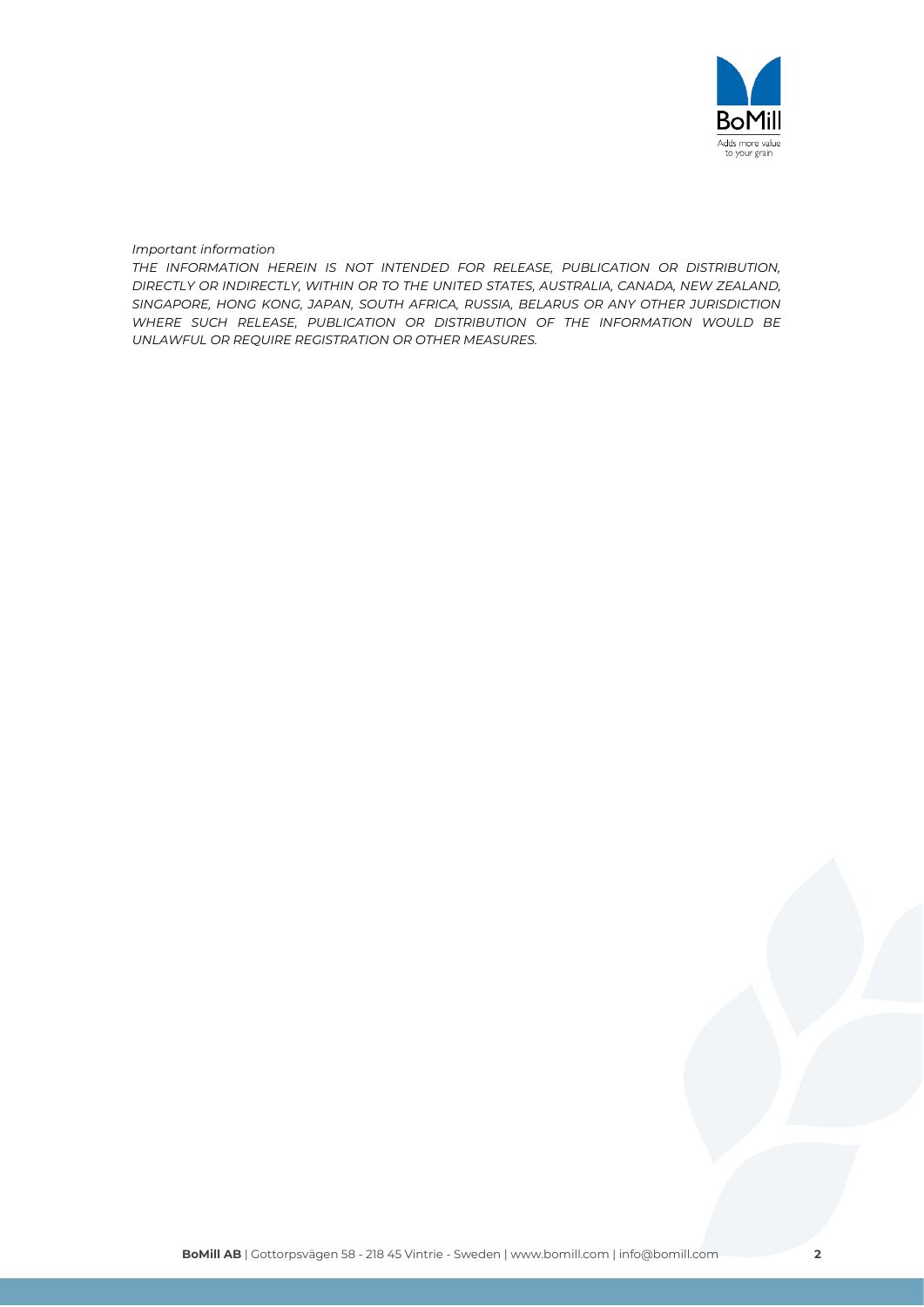*Important information*

*THE INFORMATION HEREIN IS NOT INTENDED FOR RELEASE, PUBLICATION OR DISTRIBUTION, DIRECTLY OR INDIRECTLY, WITHIN OR TO THE UNITED STATES, AUSTRALIA, CANADA, NEW ZEALAND, SINGAPORE, HONG KONG, JAPAN, SOUTH AFRICA, RUSSIA, BELARUS OR ANY OTHER JURISDICTION WHERE SUCH RELEASE, PUBLICATION OR DISTRIBUTION OF THE INFORMATION WOULD BE UNLAWFUL OR REQUIRE REGISTRATION OR OTHER MEASURES.*